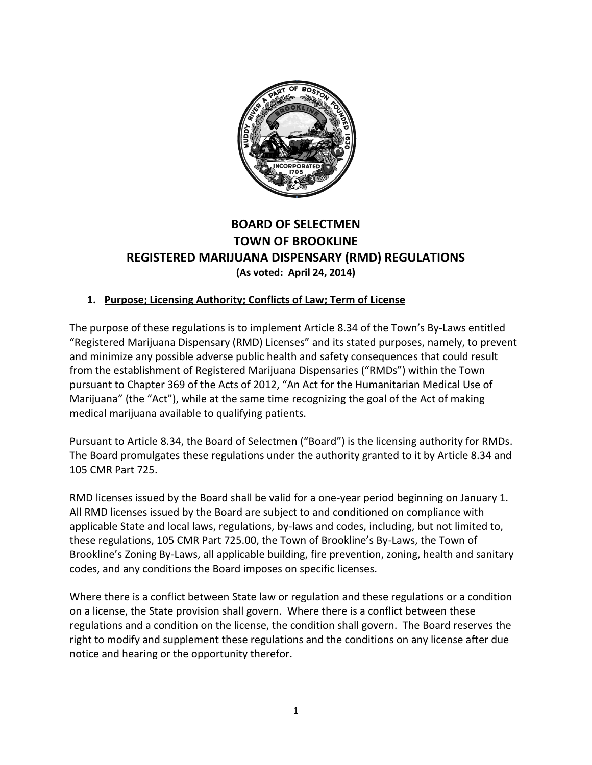# BOARD OF SELECTMEN
# TOWN OF BROOKLINE
# REGISTERED MARIJUANA DISPENSARY (RMD) REGULATIONS

**(As voted: April 24, 2014)**

## 1. Purpose; Licensing Authority; Conflicts of Law; Term of License

The purpose of these regulations is to implement Article 8.34 of the Town's By-Laws entitled "Registered Marijuana Dispensary (RMD) Licenses" and its stated purposes, namely, to prevent and minimize any possible adverse public health and safety consequences that could result from the establishment of Registered Marijuana Dispensaries ("RMDs") within the Town pursuant to Chapter 369 of the Acts of 2012, "An Act for the Humanitarian Medical Use of Marijuana" (the "Act"), while at the same time recognizing the goal of the Act of making medical marijuana available to qualifying patients.

Pursuant to Article 8.34, the Board of Selectmen ("Board") is the licensing authority for RMDs. The Board promulgates these regulations under the authority granted to it by Article 8.34 and 105 CMR Part 725.

RMD licenses issued by the Board shall be valid for a one-year period beginning on January 1. All RMD licenses issued by the Board are subject to and conditioned on compliance with applicable State and local laws, regulations, by-laws and codes, including, but not limited to, these regulations, 105 CMR Part 725.00, the Town of Brookline's By-Laws, the Town of Brookline's Zoning By-Laws, all applicable building, fire prevention, zoning, health and sanitary codes, and any conditions the Board imposes on specific licenses.

Where there is a conflict between State law or regulation and these regulations or a condition on a license, the State provision shall govern. Where there is a conflict between these regulations and a condition on the license, the condition shall govern. The Board reserves the right to modify and supplement these regulations and the conditions on any license after due notice and hearing or the opportunity therefor.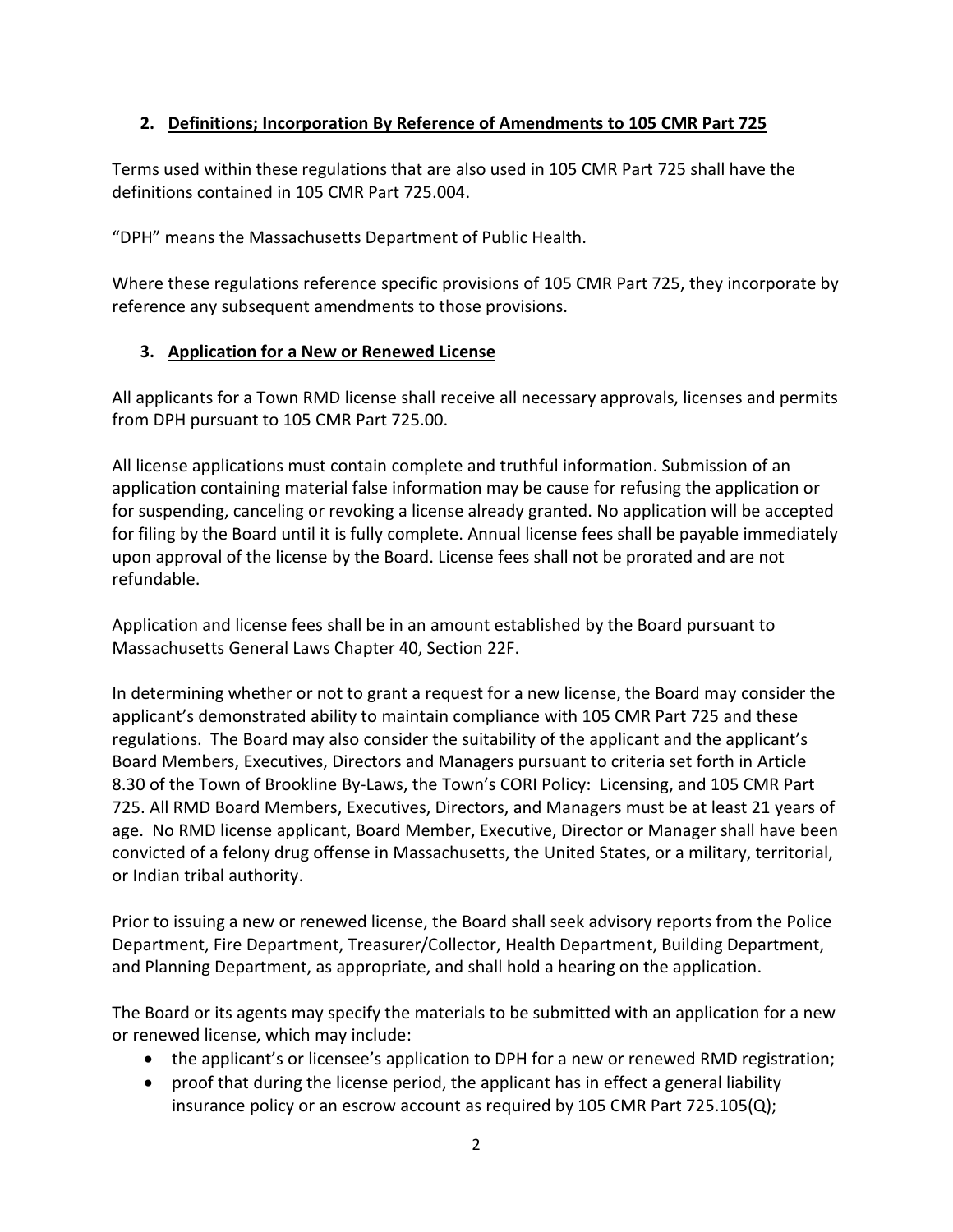## 2. Definitions; Incorporation By Reference of Amendments to 105 CMR Part 725

Terms used within these regulations that are also used in 105 CMR Part 725 shall have the definitions contained in 105 CMR Part 725.004.

"DPH" means the Massachusetts Department of Public Health.

Where these regulations reference specific provisions of 105 CMR Part 725, they incorporate by reference any subsequent amendments to those provisions.

## 3. Application for a New or Renewed License

All applicants for a Town RMD license shall receive all necessary approvals, licenses and permits from DPH pursuant to 105 CMR Part 725.00.

All license applications must contain complete and truthful information. Submission of an application containing material false information may be cause for refusing the application or for suspending, canceling or revoking a license already granted. No application will be accepted for filing by the Board until it is fully complete. Annual license fees shall be payable immediately upon approval of the license by the Board. License fees shall not be prorated and are not refundable.

Application and license fees shall be in an amount established by the Board pursuant to Massachusetts General Laws Chapter 40, Section 22F.

In determining whether or not to grant a request for a new license, the Board may consider the applicant's demonstrated ability to maintain compliance with 105 CMR Part 725 and these regulations. The Board may also consider the suitability of the applicant and the applicant's Board Members, Executives, Directors and Managers pursuant to criteria set forth in Article 8.30 of the Town of Brookline By-Laws, the Town's CORI Policy: Licensing, and 105 CMR Part 725. All RMD Board Members, Executives, Directors, and Managers must be at least 21 years of age. No RMD license applicant, Board Member, Executive, Director or Manager shall have been convicted of a felony drug offense in Massachusetts, the United States, or a military, territorial, or Indian tribal authority.

Prior to issuing a new or renewed license, the Board shall seek advisory reports from the Police Department, Fire Department, Treasurer/Collector, Health Department, Building Department, and Planning Department, as appropriate, and shall hold a hearing on the application.

The Board or its agents may specify the materials to be submitted with an application for a new or renewed license, which may include:

- the applicant's or licensee's application to DPH for a new or renewed RMD registration;
- proof that during the license period, the applicant has in effect a general liability insurance policy or an escrow account as required by 105 CMR Part 725.105(Q);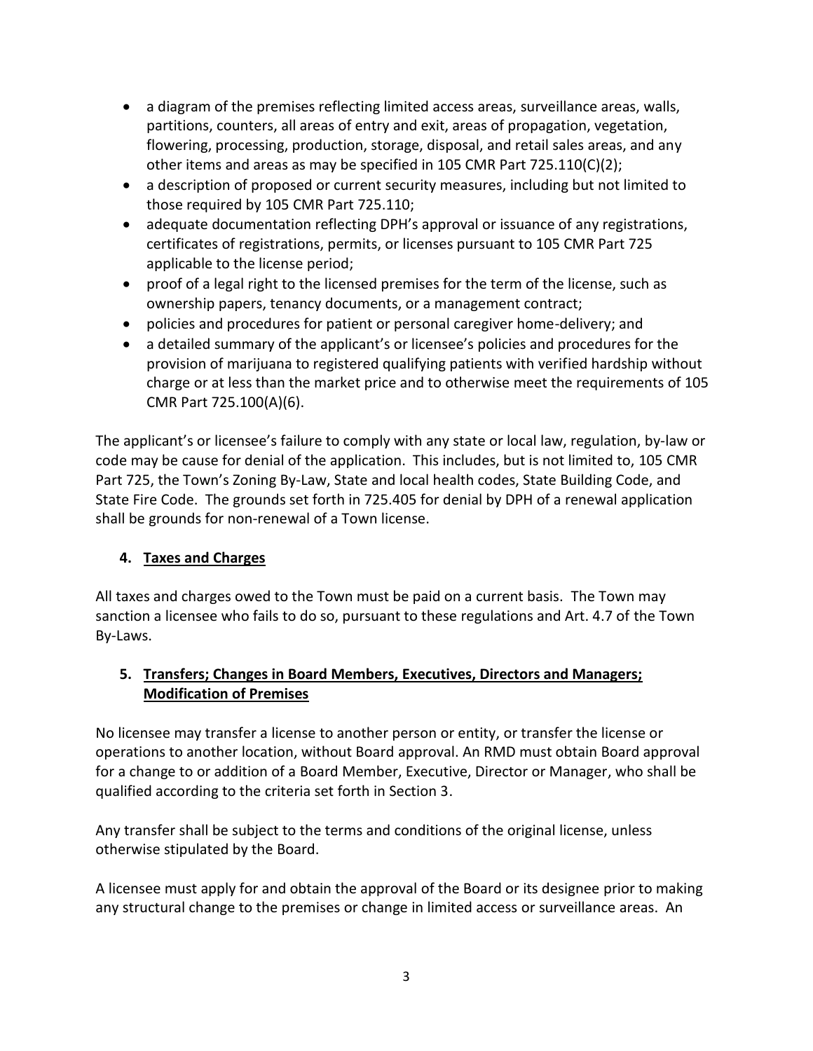- a diagram of the premises reflecting limited access areas, surveillance areas, walls, partitions, counters, all areas of entry and exit, areas of propagation, vegetation, flowering, processing, production, storage, disposal, and retail sales areas, and any other items and areas as may be specified in 105 CMR Part 725.110(C)(2);
- a description of proposed or current security measures, including but not limited to those required by 105 CMR Part 725.110;
- adequate documentation reflecting DPH's approval or issuance of any registrations, certificates of registrations, permits, or licenses pursuant to 105 CMR Part 725 applicable to the license period;
- proof of a legal right to the licensed premises for the term of the license, such as ownership papers, tenancy documents, or a management contract;
- policies and procedures for patient or personal caregiver home-delivery; and
- a detailed summary of the applicant's or licensee's policies and procedures for the provision of marijuana to registered qualifying patients with verified hardship without charge or at less than the market price and to otherwise meet the requirements of 105 CMR Part 725.100(A)(6).

The applicant's or licensee's failure to comply with any state or local law, regulation, by-law or code may be cause for denial of the application. This includes, but is not limited to, 105 CMR Part 725, the Town's Zoning By-Law, State and local health codes, State Building Code, and State Fire Code. The grounds set forth in 725.405 for denial by DPH of a renewal application shall be grounds for non-renewal of a Town license.

## 4. Taxes and Charges

All taxes and charges owed to the Town must be paid on a current basis. The Town may sanction a licensee who fails to do so, pursuant to these regulations and Art. 4.7 of the Town By-Laws.

## 5. Transfers; Changes in Board Members, Executives, Directors and Managers; Modification of Premises

No licensee may transfer a license to another person or entity, or transfer the license or operations to another location, without Board approval. An RMD must obtain Board approval for a change to or addition of a Board Member, Executive, Director or Manager, who shall be qualified according to the criteria set forth in Section 3.

Any transfer shall be subject to the terms and conditions of the original license, unless otherwise stipulated by the Board.

A licensee must apply for and obtain the approval of the Board or its designee prior to making any structural change to the premises or change in limited access or surveillance areas. An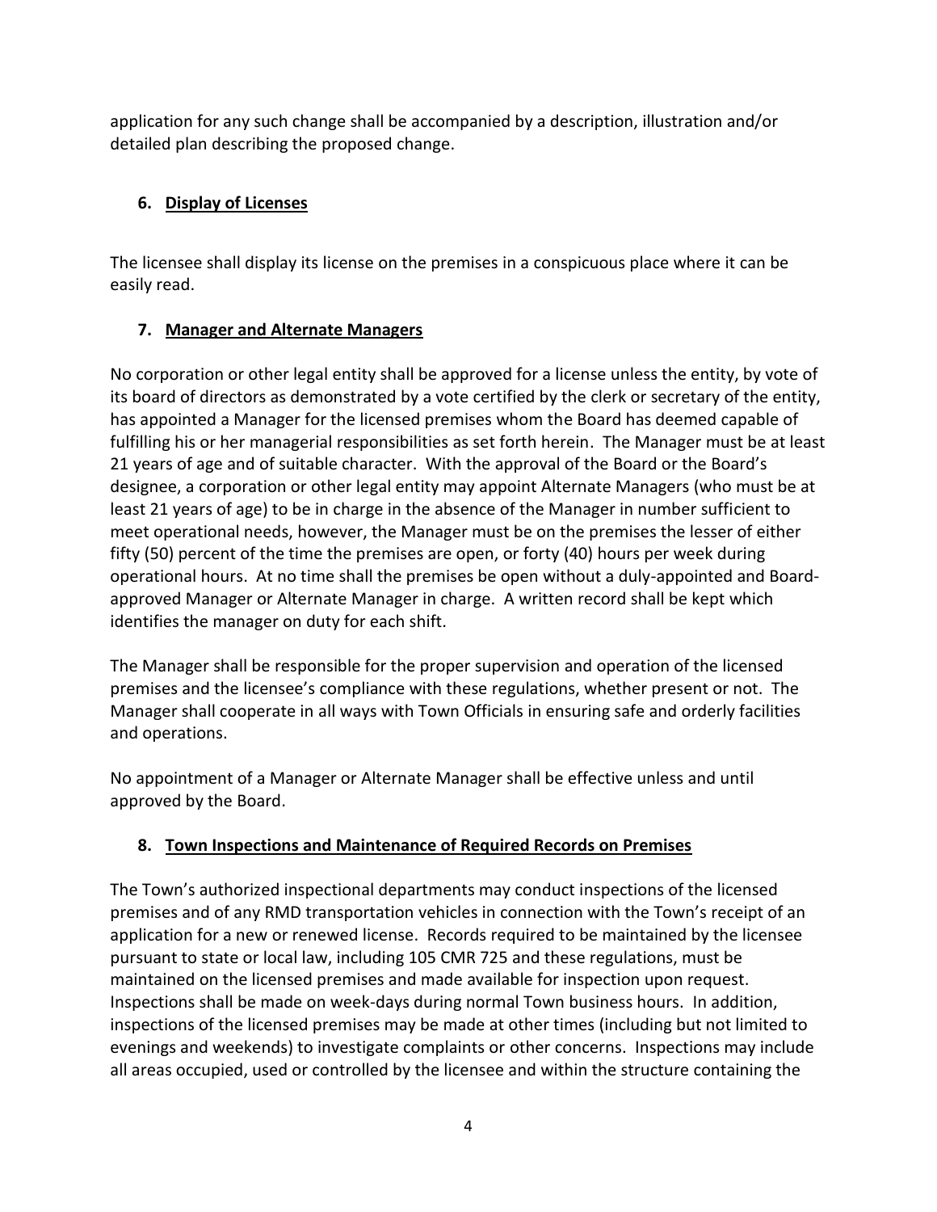application for any such change shall be accompanied by a description, illustration and/or detailed plan describing the proposed change.

## 6. Display of Licenses

The licensee shall display its license on the premises in a conspicuous place where it can be easily read.

## 7. Manager and Alternate Managers

No corporation or other legal entity shall be approved for a license unless the entity, by vote of its board of directors as demonstrated by a vote certified by the clerk or secretary of the entity, has appointed a Manager for the licensed premises whom the Board has deemed capable of fulfilling his or her managerial responsibilities as set forth herein. The Manager must be at least 21 years of age and of suitable character. With the approval of the Board or the Board's designee, a corporation or other legal entity may appoint Alternate Managers (who must be at least 21 years of age) to be in charge in the absence of the Manager in number sufficient to meet operational needs, however, the Manager must be on the premises the lesser of either fifty (50) percent of the time the premises are open, or forty (40) hours per week during operational hours. At no time shall the premises be open without a duly-appointed and Board-approved Manager or Alternate Manager in charge. A written record shall be kept which identifies the manager on duty for each shift.

The Manager shall be responsible for the proper supervision and operation of the licensed premises and the licensee's compliance with these regulations, whether present or not. The Manager shall cooperate in all ways with Town Officials in ensuring safe and orderly facilities and operations.

No appointment of a Manager or Alternate Manager shall be effective unless and until approved by the Board.

## 8. Town Inspections and Maintenance of Required Records on Premises

The Town's authorized inspectional departments may conduct inspections of the licensed premises and of any RMD transportation vehicles in connection with the Town's receipt of an application for a new or renewed license. Records required to be maintained by the licensee pursuant to state or local law, including 105 CMR 725 and these regulations, must be maintained on the licensed premises and made available for inspection upon request. Inspections shall be made on week-days during normal Town business hours. In addition, inspections of the licensed premises may be made at other times (including but not limited to evenings and weekends) to investigate complaints or other concerns. Inspections may include all areas occupied, used or controlled by the licensee and within the structure containing the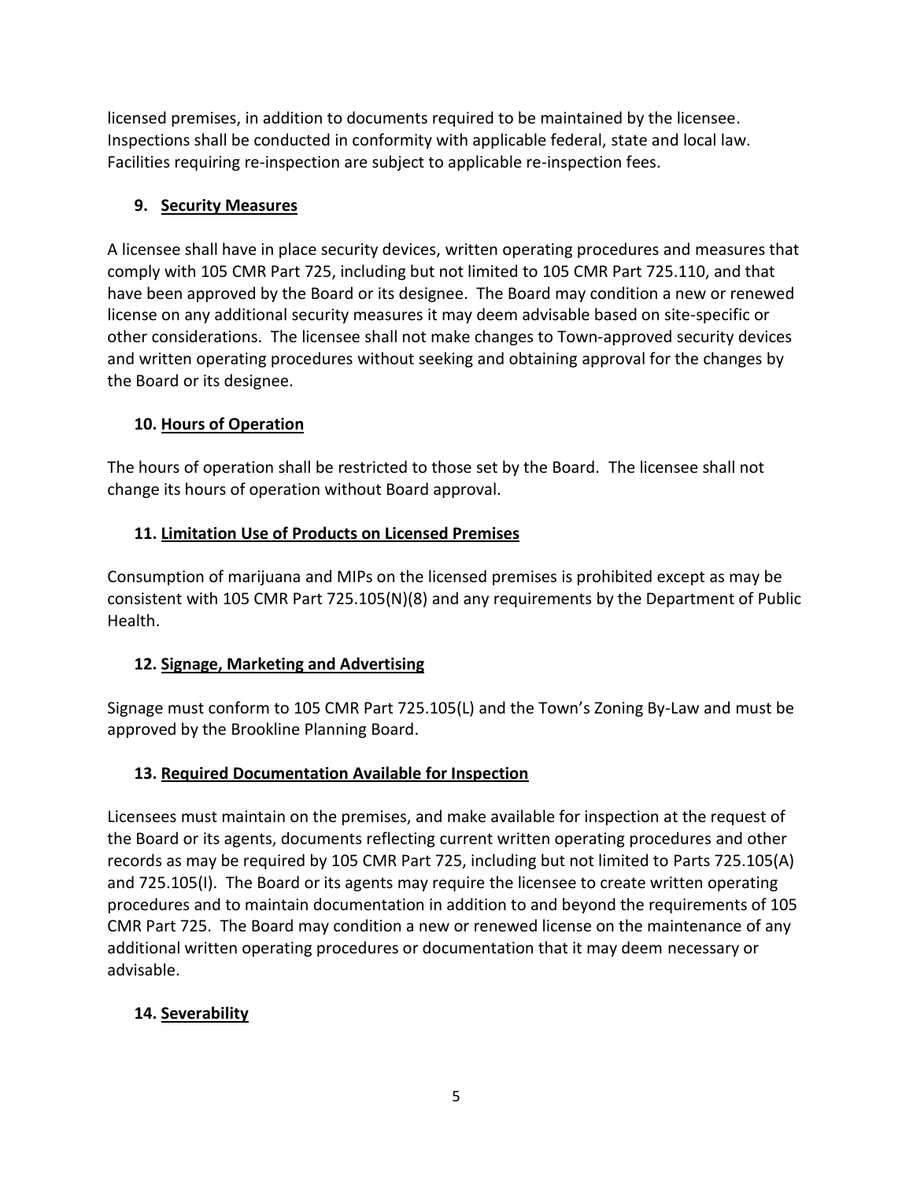licensed premises, in addition to documents required to be maintained by the licensee. Inspections shall be conducted in conformity with applicable federal, state and local law. Facilities requiring re-inspection are subject to applicable re-inspection fees.

### 9. Security Measures

A licensee shall have in place security devices, written operating procedures and measures that comply with 105 CMR Part 725, including but not limited to 105 CMR Part 725.110, and that have been approved by the Board or its designee. The Board may condition a new or renewed license on any additional security measures it may deem advisable based on site-specific or other considerations. The licensee shall not make changes to Town-approved security devices and written operating procedures without seeking and obtaining approval for the changes by the Board or its designee.

### 10. Hours of Operation

The hours of operation shall be restricted to those set by the Board. The licensee shall not change its hours of operation without Board approval.

### 11. Limitation Use of Products on Licensed Premises

Consumption of marijuana and MIPs on the licensed premises is prohibited except as may be consistent with 105 CMR Part 725.105(N)(8) and any requirements by the Department of Public Health.

### 12. Signage, Marketing and Advertising

Signage must conform to 105 CMR Part 725.105(L) and the Town's Zoning By-Law and must be approved by the Brookline Planning Board.

### 13. Required Documentation Available for Inspection

Licensees must maintain on the premises, and make available for inspection at the request of the Board or its agents, documents reflecting current written operating procedures and other records as may be required by 105 CMR Part 725, including but not limited to Parts 725.105(A) and 725.105(I). The Board or its agents may require the licensee to create written operating procedures and to maintain documentation in addition to and beyond the requirements of 105 CMR Part 725. The Board may condition a new or renewed license on the maintenance of any additional written operating procedures or documentation that it may deem necessary or advisable.

### 14. Severability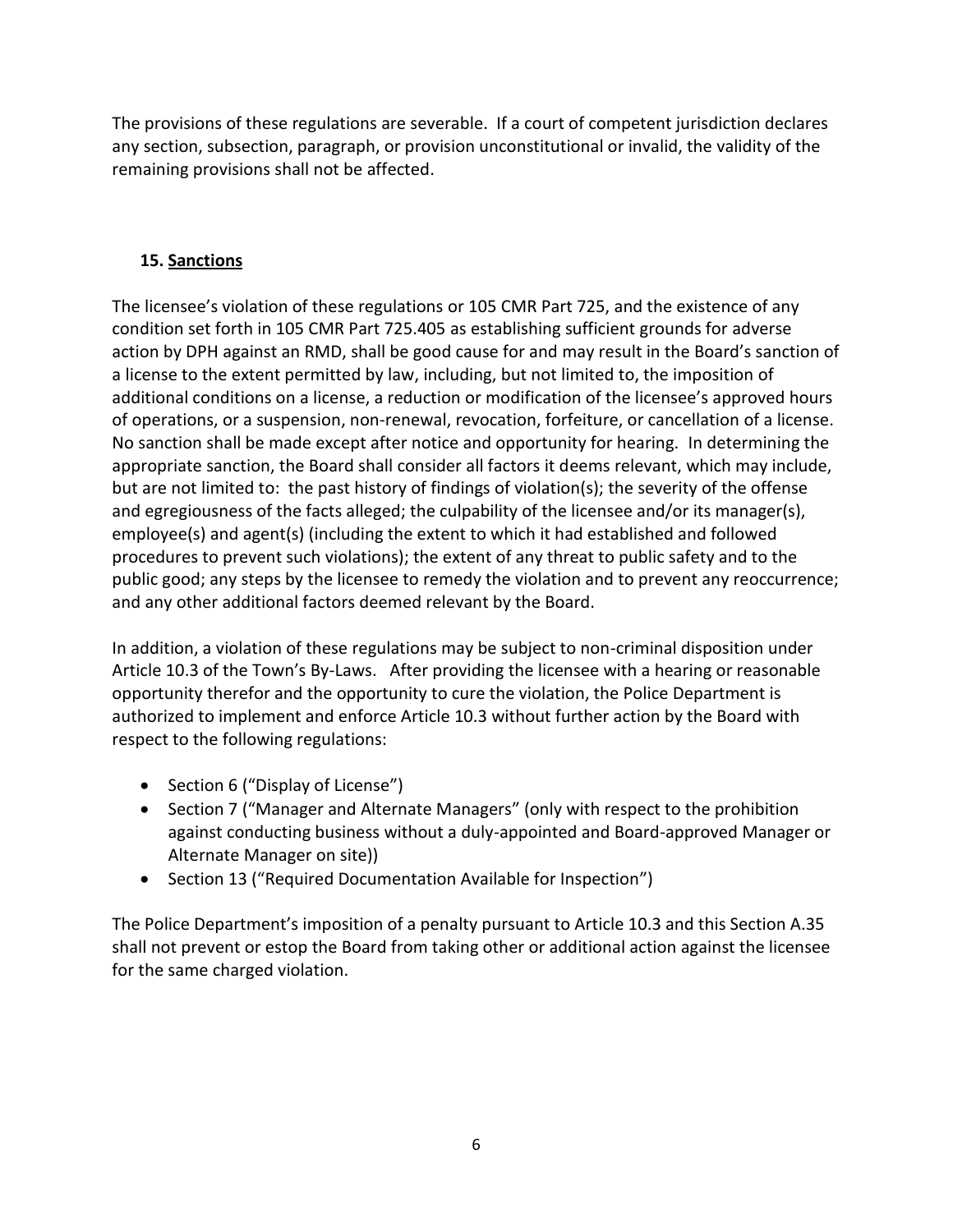The provisions of these regulations are severable. If a court of competent jurisdiction declares any section, subsection, paragraph, or provision unconstitutional or invalid, the validity of the remaining provisions shall not be affected.

## 15. <u>Sanctions</u>

The licensee's violation of these regulations or 105 CMR Part 725, and the existence of any condition set forth in 105 CMR Part 725.405 as establishing sufficient grounds for adverse action by DPH against an RMD, shall be good cause for and may result in the Board's sanction of a license to the extent permitted by law, including, but not limited to, the imposition of additional conditions on a license, a reduction or modification of the licensee's approved hours of operations, or a suspension, non-renewal, revocation, forfeiture, or cancellation of a license. No sanction shall be made except after notice and opportunity for hearing. In determining the appropriate sanction, the Board shall consider all factors it deems relevant, which may include, but are not limited to: the past history of findings of violation(s); the severity of the offense and egregiousness of the facts alleged; the culpability of the licensee and/or its manager(s), employee(s) and agent(s) (including the extent to which it had established and followed procedures to prevent such violations); the extent of any threat to public safety and to the public good; any steps by the licensee to remedy the violation and to prevent any reoccurrence; and any other additional factors deemed relevant by the Board.

In addition, a violation of these regulations may be subject to non-criminal disposition under Article 10.3 of the Town's By-Laws. After providing the licensee with a hearing or reasonable opportunity therefor and the opportunity to cure the violation, the Police Department is authorized to implement and enforce Article 10.3 without further action by the Board with respect to the following regulations:

- Section 6 ("Display of License")
- Section 7 ("Manager and Alternate Managers" (only with respect to the prohibition against conducting business without a duly-appointed and Board-approved Manager or Alternate Manager on site))
- Section 13 ("Required Documentation Available for Inspection")

The Police Department's imposition of a penalty pursuant to Article 10.3 and this Section A.35 shall not prevent or estop the Board from taking other or additional action against the licensee for the same charged violation.